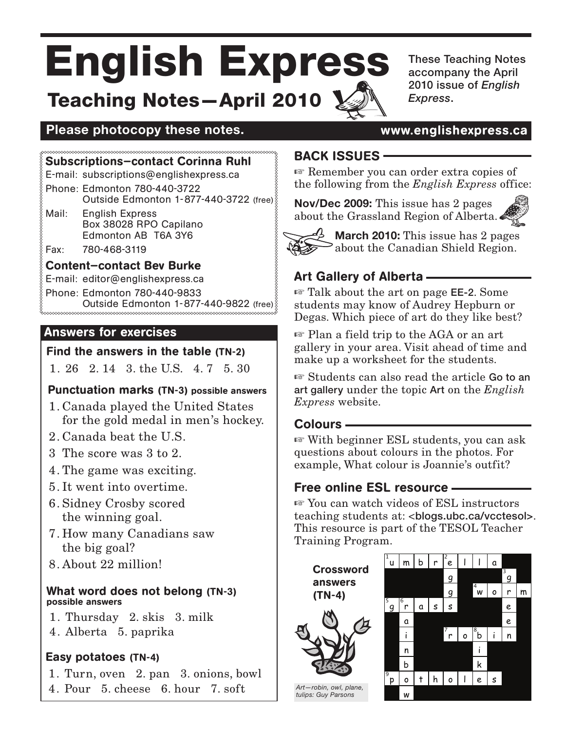# English Express

## Teaching Notes—April 2010

These Teaching Notes accompany the April 2010 issue of *English Express*.

**Please photocopy these notes.** www.englishexpress.ca

### Subscriptions–contact Corinna Ruhl

E-mail: subscriptions@englishexpress.ca

Phone: Edmonton 780-440-3722
Outside Edmonton 1-877-440-3722 (free)

Mail: English Express
Box 38028 RPO Capilano
Edmonton AB T6A 3Y6

Fax: 780-468-3119

### Content–contact Bev Burke

E-mail: editor@englishexpress.ca

Phone: Edmonton 780-440-9833
Outside Edmonton 1-877-440-9822 (free)

## Answers for exercises

### Find the answers in the table (TN-2)

1. 26 2. 14 3. the U.S. 4. 7 5. 30

### Punctuation marks (TN-3) possible answers

1. Canada played the United States for the gold medal in men's hockey.
2. Canada beat the U.S.
3. The score was 3 to 2.
4. The game was exciting.
5. It went into overtime.
6. Sidney Crosby scored the winning goal.
7. How many Canadians saw the big goal?
8. About 22 million!

### What word does not belong (TN-3) possible answers

1. Thursday 2. skis 3. milk
4. Alberta 5. paprika

### Easy potatoes (TN-4)

1. Turn, oven 2. pan 3. onions, bowl
4. Pour 5. cheese 6. hour 7. soft

## BACK ISSUES

☞ Remember you can order extra copies of the following from the *English Express* office:

**Nov/Dec 2009:** This issue has 2 pages about the Grassland Region of Alberta.

**March 2010:** This issue has 2 pages about the Canadian Shield Region.

## Art Gallery of Alberta

☞ Talk about the art on page EE-2. Some students may know of Audrey Hepburn or Degas. Which piece of art do they like best?

☞ Plan a field trip to the AGA or an art gallery in your area. Visit ahead of time and make up a worksheet for the students.

☞ Students can also read the article Go to an art gallery under the topic Art on the *English Express* website.

## Colours

☞ With beginner ESL students, you can ask questions about colours in the photos. For example, What colour is Joannie's outfit?

## Free online ESL resource

☞ You can watch videos of ESL instructors teaching students at: <blogs.ubc.ca/vcctesol>. This resource is part of the TESOL Teacher Training Program.

**Crossword answers (TN-4)**

| 1 u | m | b | r | 2 e | l | l | a | | |
|---|---|---|---|---|---|---|---|---|---|
| | | | | g | | | | 3 g | |
| | | | | g | | 4 w | o | r | m |
| 5 g | 6 r | a | s | s | | | | e | |
| | a | | | | | | | e | |
| | i | | | 7 r | o | 8 b | i | n | |
| | n | | | | | i | | | |
| | b | | | | | k | | | |
| 9 p | o | t | h | o | l | e | s | | |
| | w | | | | | | | | |

*Art—robin, owl, plane, tulips: Guy Parsons*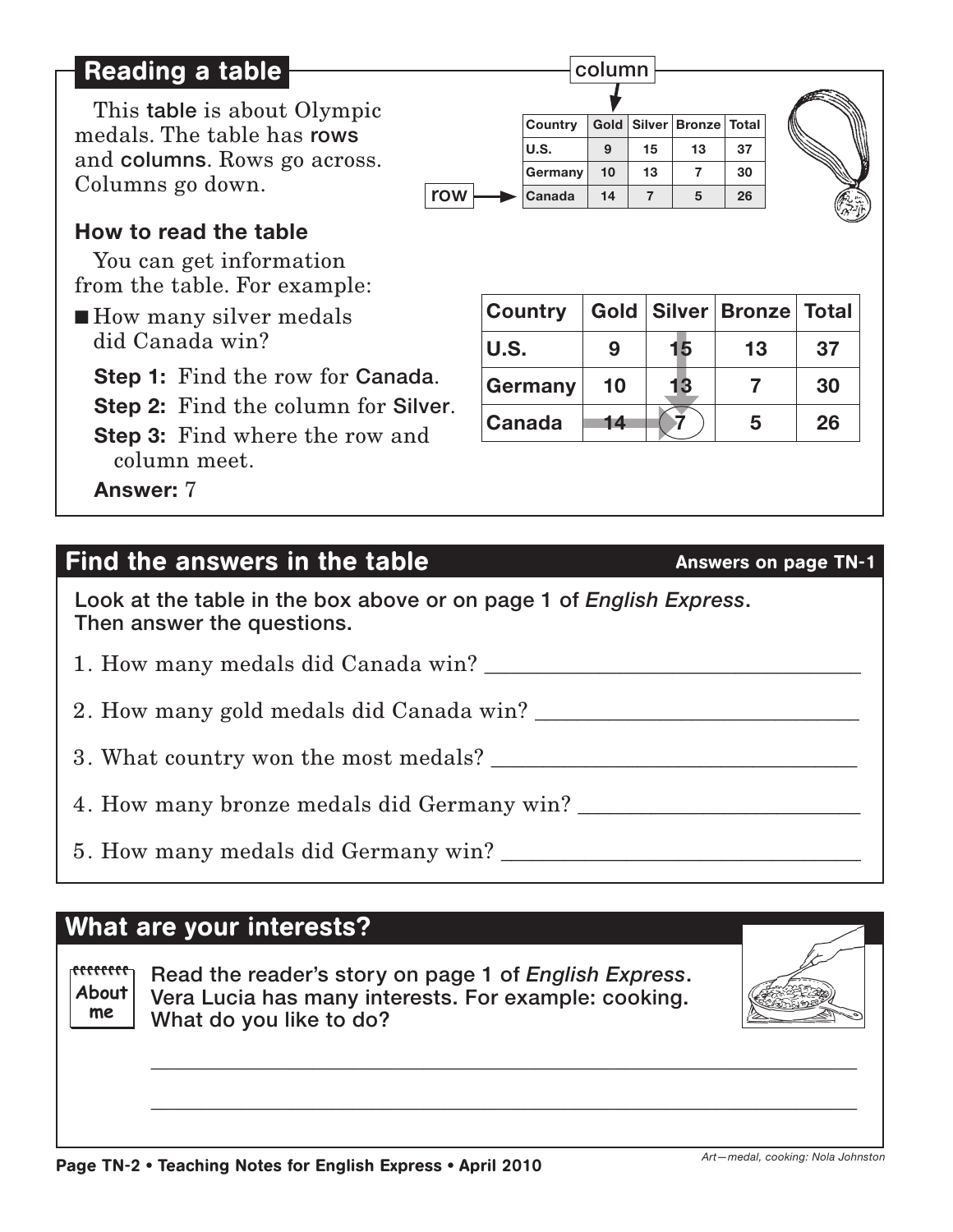## Reading a table

This **table** is about Olympic medals. The table has **rows** and **columns**. Rows go across. Columns go down.

| Country | Gold | Silver | Bronze | Total |
|---|---|---|---|---|
| U.S. | 9 | 15 | 13 | 37 |
| Germany | 10 | 13 | 7 | 30 |
| Canada | 14 | 7 | 5 | 26 |

### How to read the table

You can get information from the table. For example:

- How many silver medals did Canada win?

  **Step 1:** Find the row for Canada.

  **Step 2:** Find the column for Silver.

  **Step 3:** Find where the row and column meet.

  **Answer:** 7

| Country | Gold | Silver | Bronze | Total |
|---|---|---|---|---|
| U.S. | 9 | 15 | 13 | 37 |
| Germany | 10 | 13 | 7 | 30 |
| Canada | 14 | 7 | 5 | 26 |

## Find the answers in the table

**Answers on page TN-1**

Look at the table in the box above or on page 1 of *English Express*. Then answer the questions.

1. How many medals did Canada win? ________________
2. How many gold medals did Canada win? ________________
3. What country won the most medals? ________________
4. How many bronze medals did Germany win? ________________
5. How many medals did Germany win? ________________

## What are your interests?

About me

Read the reader's story on page 1 of *English Express*. Vera Lucia has many interests. For example: cooking. What do you like to do?

________________________________________________

________________________________________________

*Art—medal, cooking: Nola Johnston*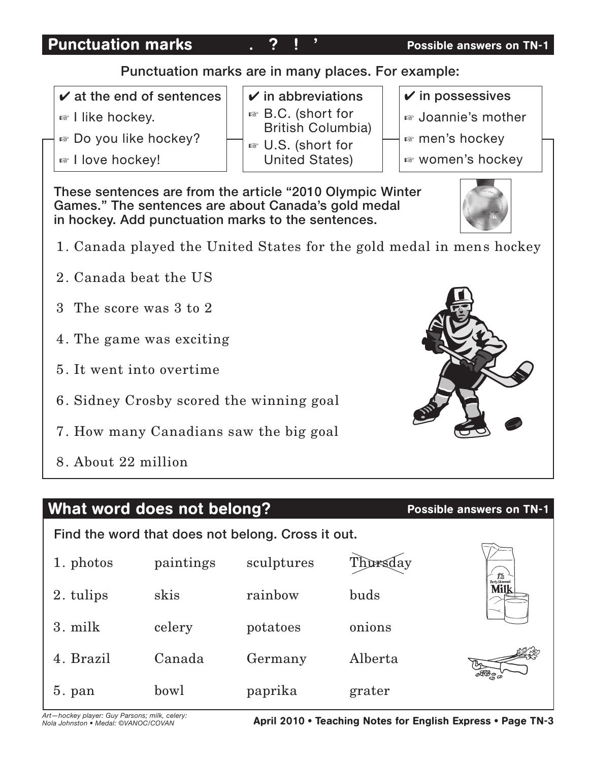## Punctuation marks . ? ! ’

**Possible answers on TN-1**

Punctuation marks are in many places. For example:

✔ **at the end of sentences**

- ☞ I like hockey.
- ☞ Do you like hockey?
- ☞ I love hockey!

✔ **in abbreviations**

- ☞ B.C. (short for British Columbia)
- ☞ U.S. (short for United States)

✔ **in possessives**

- ☞ Joannie's mother
- ☞ men's hockey
- ☞ women's hockey

These sentences are from the article “2010 Olympic Winter Games.” The sentences are about Canada's gold medal in hockey. Add punctuation marks to the sentences.

1. Canada played the United States for the gold medal in mens hockey
2. Canada beat the US
3  The score was 3 to 2
4. The game was exciting
5. It went into overtime
6. Sidney Crosby scored the winning goal
7. How many Canadians saw the big goal
8. About 22 million

## What word does not belong?

**Possible answers on TN-1**

Find the word that does not belong. Cross it out.

| | | | |
|---|---|---|---|
| 1. photos | paintings | sculptures | ~~Thursday~~ |
| 2. tulips | skis | rainbow | buds |
| 3. milk | celery | potatoes | onions |
| 4. Brazil | Canada | Germany | Alberta |
| 5. pan | bowl | paprika | grater |

*Art—hockey player: Guy Parsons; milk, celery: Nola Johnston • Medal: ©VANOC/COVAN*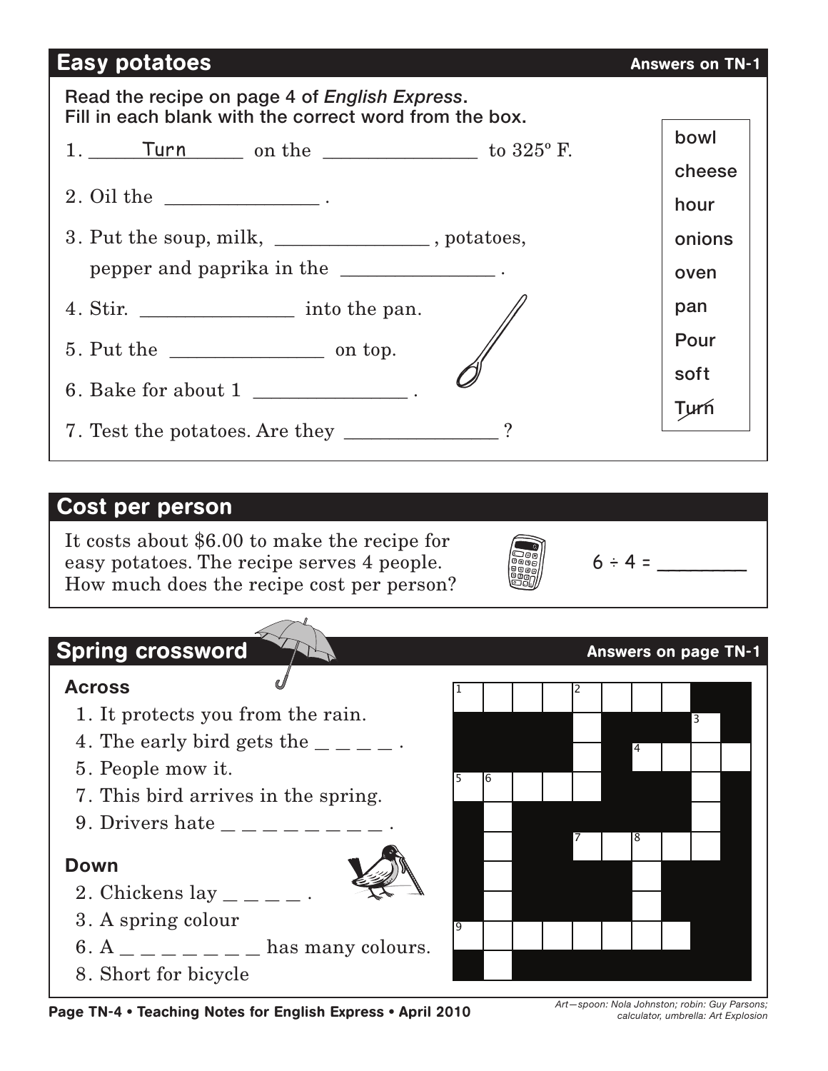## Easy potatoes

**Answers on TN-1**

Read the recipe on page 4 of *English Express*.
Fill in each blank with the correct word from the box.

1. ___Turn___ on the ______________ to 325º F.
2. Oil the ______________ .
3. Put the soup, milk, ______________ , potatoes, pepper and paprika in the ______________ .
4. Stir. ______________ into the pan.
5. Put the ______________ on top.
6. Bake for about 1 ______________ .
7. Test the potatoes. Are they ______________ ?

| |
|---|
| bowl |
| cheese |
| hour |
| onions |
| oven |
| pan |
| Pour |
| soft |
| ~~Turn~~ |

## Cost per person

It costs about $6.00 to make the recipe for easy potatoes. The recipe serves 4 people. How much does the recipe cost per person?

6 ÷ 4 = ________

## Spring crossword

**Answers on page TN-1**

**Across**

1. It protects you from the rain.
4. The early bird gets the _ _ _ _ .
5. People mow it.
7. This bird arrives in the spring.
9. Drivers hate _ _ _ _ _ _ _ _ _ .

**Down**

2. Chickens lay _ _ _ _ .
3. A spring colour
6. A _ _ _ _ _ _ _ _ has many colours.
8. Short for bicycle

Art—spoon: Nola Johnston; robin: Guy Parsons; calculator, umbrella: Art Explosion